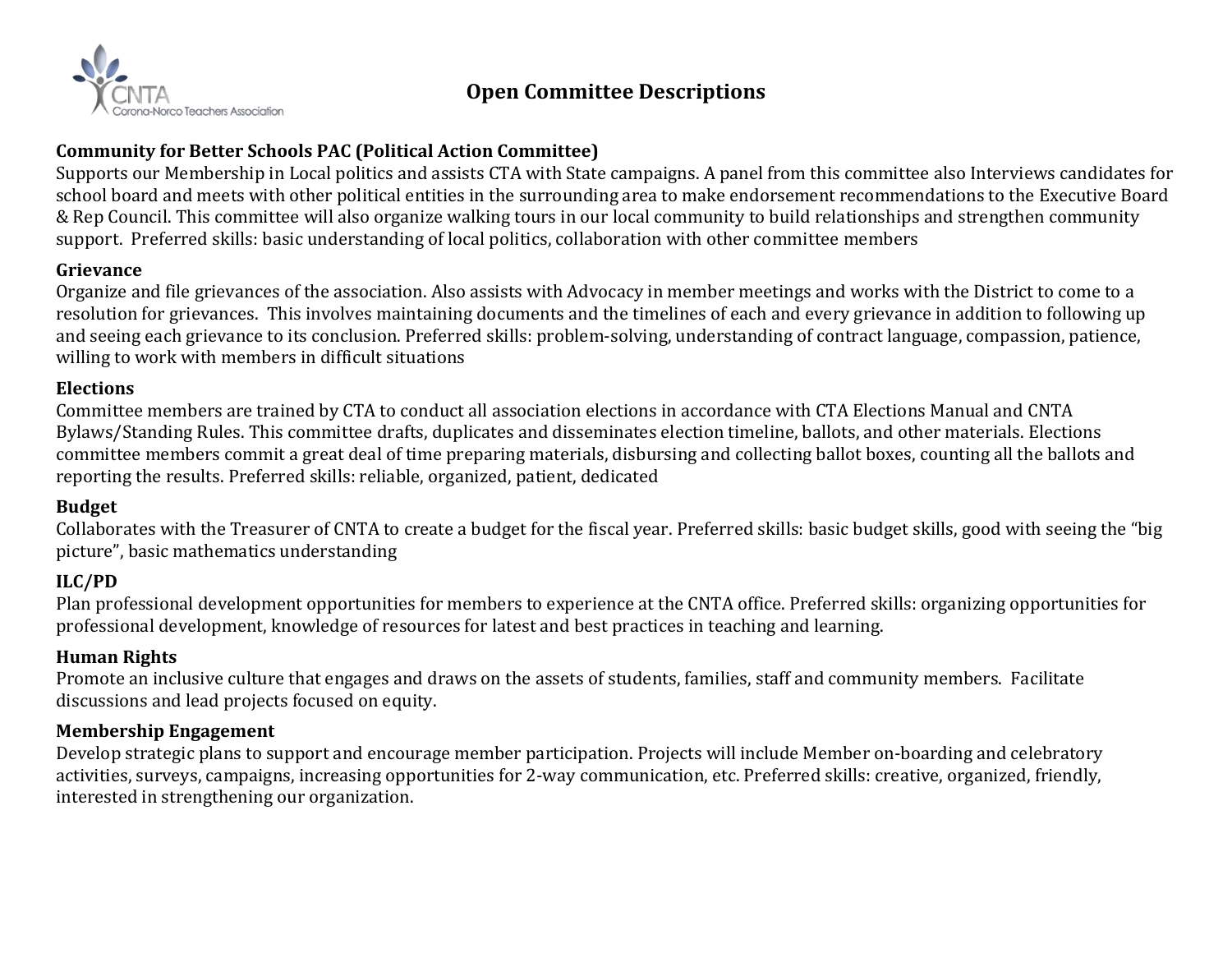# Open Committee Descriptions

### Community for Better Schools PAC (Political Action Committee)

Supports our Membership in Local politics and assists CTA with State campaigns. A panel from this committee also Interviews candidates for school board and meets with other political entities in the surrounding area to make endorsement recommendations to the Executive Board & Rep Council. This committee will also organize walking tours in our local community to build relationships and strengthen community support. Preferred skills: basic understanding of local politics, collaboration with other committee members

### Grievance

Organize and file grievances of the association. Also assists with Advocacy in member meetings and works with the District to come to a resolution for grievances. This involves maintaining documents and the timelines of each and every grievance in addition to following up and seeing each grievance to its conclusion. Preferred skills: problem-solving, understanding of contract language, compassion, patience, willing to work with members in difficult situations

### Elections

Committee members are trained by CTA to conduct all association elections in accordance with CTA Elections Manual and CNTA Bylaws/Standing Rules. This committee drafts, duplicates and disseminates election timeline, ballots, and other materials. Elections committee members commit a great deal of time preparing materials, disbursing and collecting ballot boxes, counting all the ballots and reporting the results. Preferred skills: reliable, organized, patient, dedicated

### Budget

Collaborates with the Treasurer of CNTA to create a budget for the fiscal year. Preferred skills: basic budget skills, good with seeing the "big picture", basic mathematics understanding

### ILC/PD

Plan professional development opportunities for members to experience at the CNTA office. Preferred skills: organizing opportunities for professional development, knowledge of resources for latest and best practices in teaching and learning.

### Human Rights

Promote an inclusive culture that engages and draws on the assets of students, families, staff and community members. Facilitate discussions and lead projects focused on equity.

### Membership Engagement

Develop strategic plans to support and encourage member participation. Projects will include Member on-boarding and celebratory activities, surveys, campaigns, increasing opportunities for 2-way communication, etc. Preferred skills: creative, organized, friendly, interested in strengthening our organization.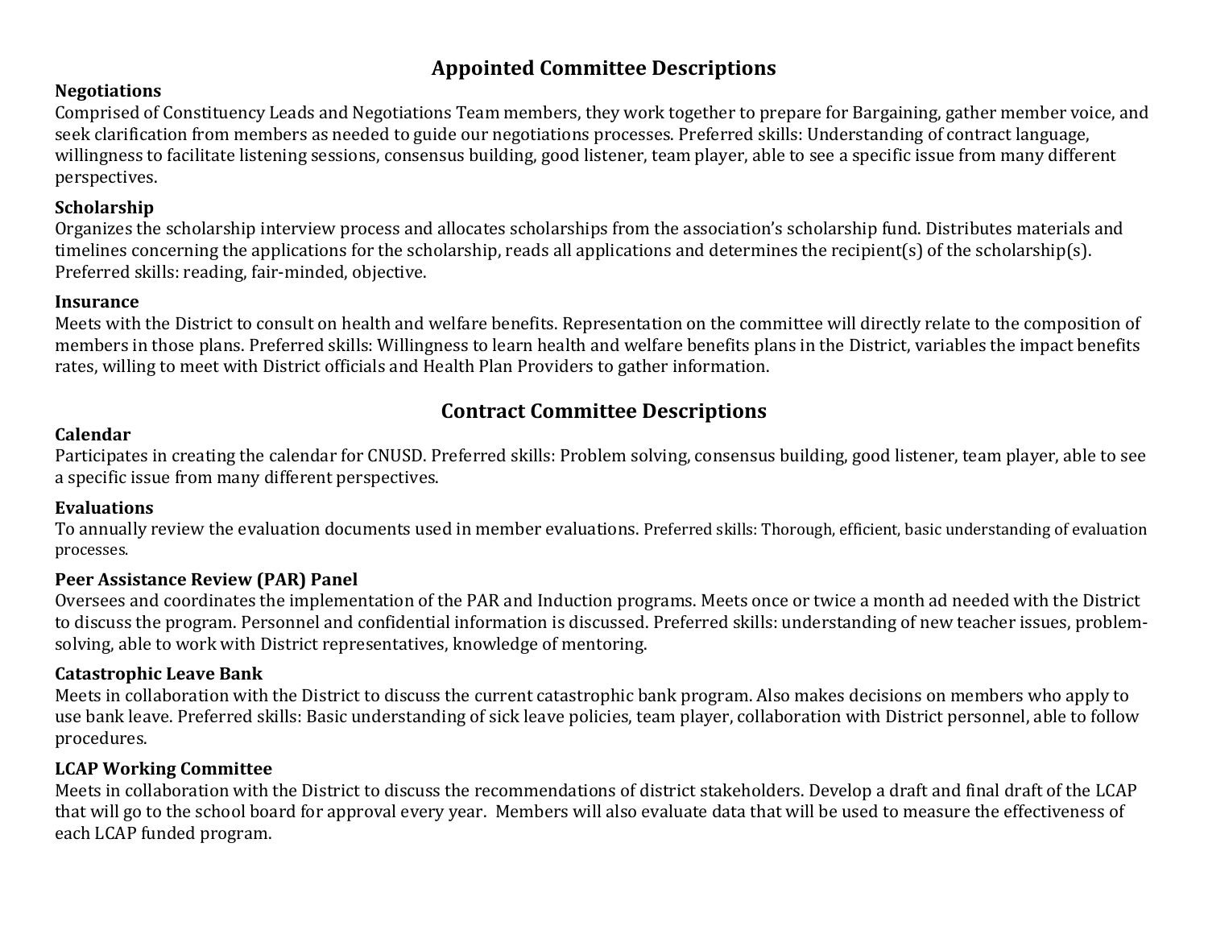## Appointed Committee Descriptions

### Negotiations

Comprised of Constituency Leads and Negotiations Team members, they work together to prepare for Bargaining, gather member voice, and seek clarification from members as needed to guide our negotiations processes. Preferred skills: Understanding of contract language, willingness to facilitate listening sessions, consensus building, good listener, team player, able to see a specific issue from many different perspectives.

### Scholarship

Organizes the scholarship interview process and allocates scholarships from the association's scholarship fund. Distributes materials and timelines concerning the applications for the scholarship, reads all applications and determines the recipient(s) of the scholarship(s). Preferred skills: reading, fair-minded, objective.

### Insurance

Meets with the District to consult on health and welfare benefits. Representation on the committee will directly relate to the composition of members in those plans. Preferred skills: Willingness to learn health and welfare benefits plans in the District, variables the impact benefits rates, willing to meet with District officials and Health Plan Providers to gather information.

## Contract Committee Descriptions

### Calendar

Participates in creating the calendar for CNUSD. Preferred skills: Problem solving, consensus building, good listener, team player, able to see a specific issue from many different perspectives.

### Evaluations

To annually review the evaluation documents used in member evaluations. Preferred skills: Thorough, efficient, basic understanding of evaluation processes.

### Peer Assistance Review (PAR) Panel

Oversees and coordinates the implementation of the PAR and Induction programs. Meets once or twice a month ad needed with the District to discuss the program. Personnel and confidential information is discussed. Preferred skills: understanding of new teacher issues, problem-solving, able to work with District representatives, knowledge of mentoring.

### Catastrophic Leave Bank

Meets in collaboration with the District to discuss the current catastrophic bank program. Also makes decisions on members who apply to use bank leave. Preferred skills: Basic understanding of sick leave policies, team player, collaboration with District personnel, able to follow procedures.

### LCAP Working Committee

Meets in collaboration with the District to discuss the recommendations of district stakeholders. Develop a draft and final draft of the LCAP that will go to the school board for approval every year. Members will also evaluate data that will be used to measure the effectiveness of each LCAP funded program.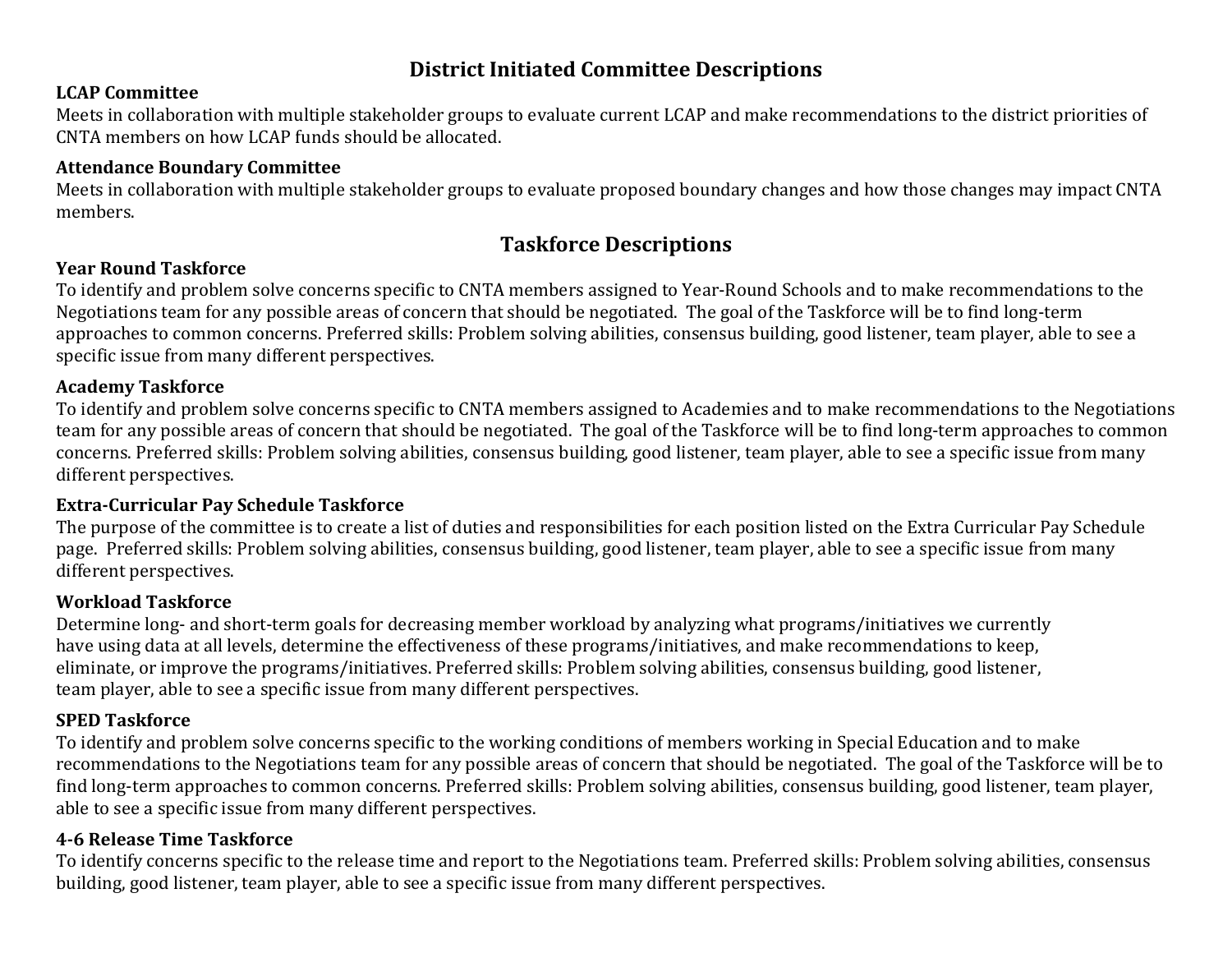## District Initiated Committee Descriptions

**LCAP Committee**

Meets in collaboration with multiple stakeholder groups to evaluate current LCAP and make recommendations to the district priorities of CNTA members on how LCAP funds should be allocated.

**Attendance Boundary Committee**

Meets in collaboration with multiple stakeholder groups to evaluate proposed boundary changes and how those changes may impact CNTA members.

## Taskforce Descriptions

**Year Round Taskforce**

To identify and problem solve concerns specific to CNTA members assigned to Year-Round Schools and to make recommendations to the Negotiations team for any possible areas of concern that should be negotiated. The goal of the Taskforce will be to find long-term approaches to common concerns. Preferred skills: Problem solving abilities, consensus building, good listener, team player, able to see a specific issue from many different perspectives.

**Academy Taskforce**

To identify and problem solve concerns specific to CNTA members assigned to Academies and to make recommendations to the Negotiations team for any possible areas of concern that should be negotiated. The goal of the Taskforce will be to find long-term approaches to common concerns. Preferred skills: Problem solving abilities, consensus building, good listener, team player, able to see a specific issue from many different perspectives.

**Extra-Curricular Pay Schedule Taskforce**

The purpose of the committee is to create a list of duties and responsibilities for each position listed on the Extra Curricular Pay Schedule page. Preferred skills: Problem solving abilities, consensus building, good listener, team player, able to see a specific issue from many different perspectives.

**Workload Taskforce**

Determine long- and short-term goals for decreasing member workload by analyzing what programs/initiatives we currently have using data at all levels, determine the effectiveness of these programs/initiatives, and make recommendations to keep, eliminate, or improve the programs/initiatives. Preferred skills: Problem solving abilities, consensus building, good listener, team player, able to see a specific issue from many different perspectives.

**SPED Taskforce**

To identify and problem solve concerns specific to the working conditions of members working in Special Education and to make recommendations to the Negotiations team for any possible areas of concern that should be negotiated. The goal of the Taskforce will be to find long-term approaches to common concerns. Preferred skills: Problem solving abilities, consensus building, good listener, team player, able to see a specific issue from many different perspectives.

**4-6 Release Time Taskforce**

To identify concerns specific to the release time and report to the Negotiations team. Preferred skills: Problem solving abilities, consensus building, good listener, team player, able to see a specific issue from many different perspectives.